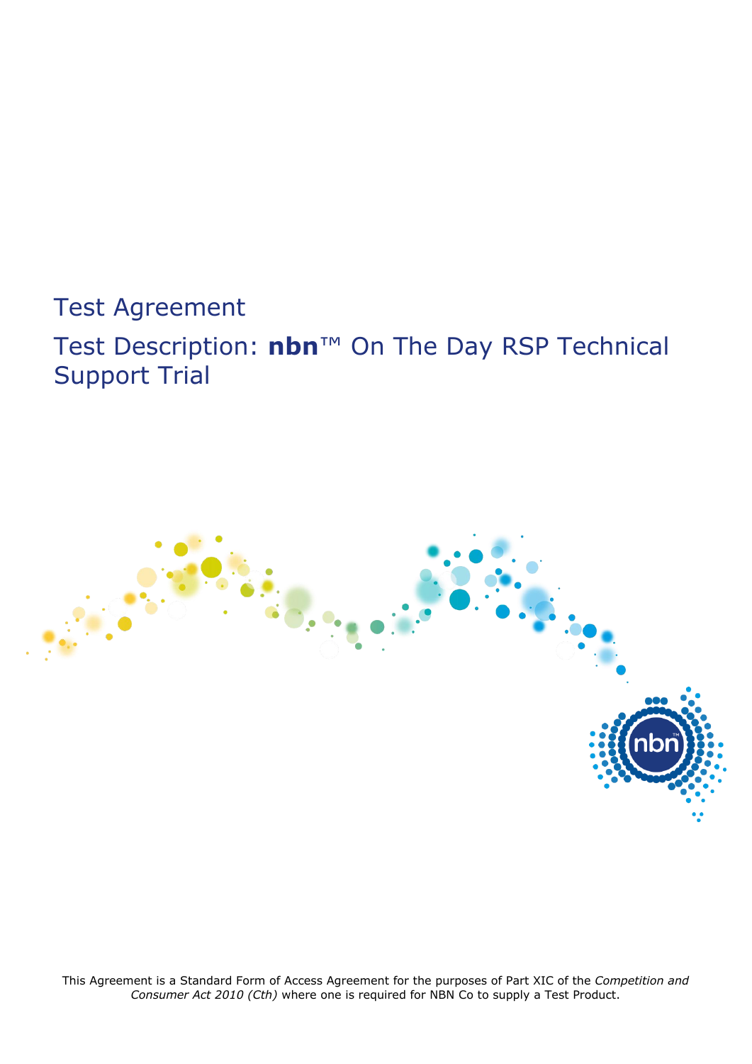# Test Agreement

# Test Description: **nbn**™ On The Day RSP Technical Support Trial

This Agreement is a Standard Form of Access Agreement for the purposes of Part XIC of the *Competition and Consumer Act 2010 (Cth)* where one is required for NBN Co to supply a Test Product.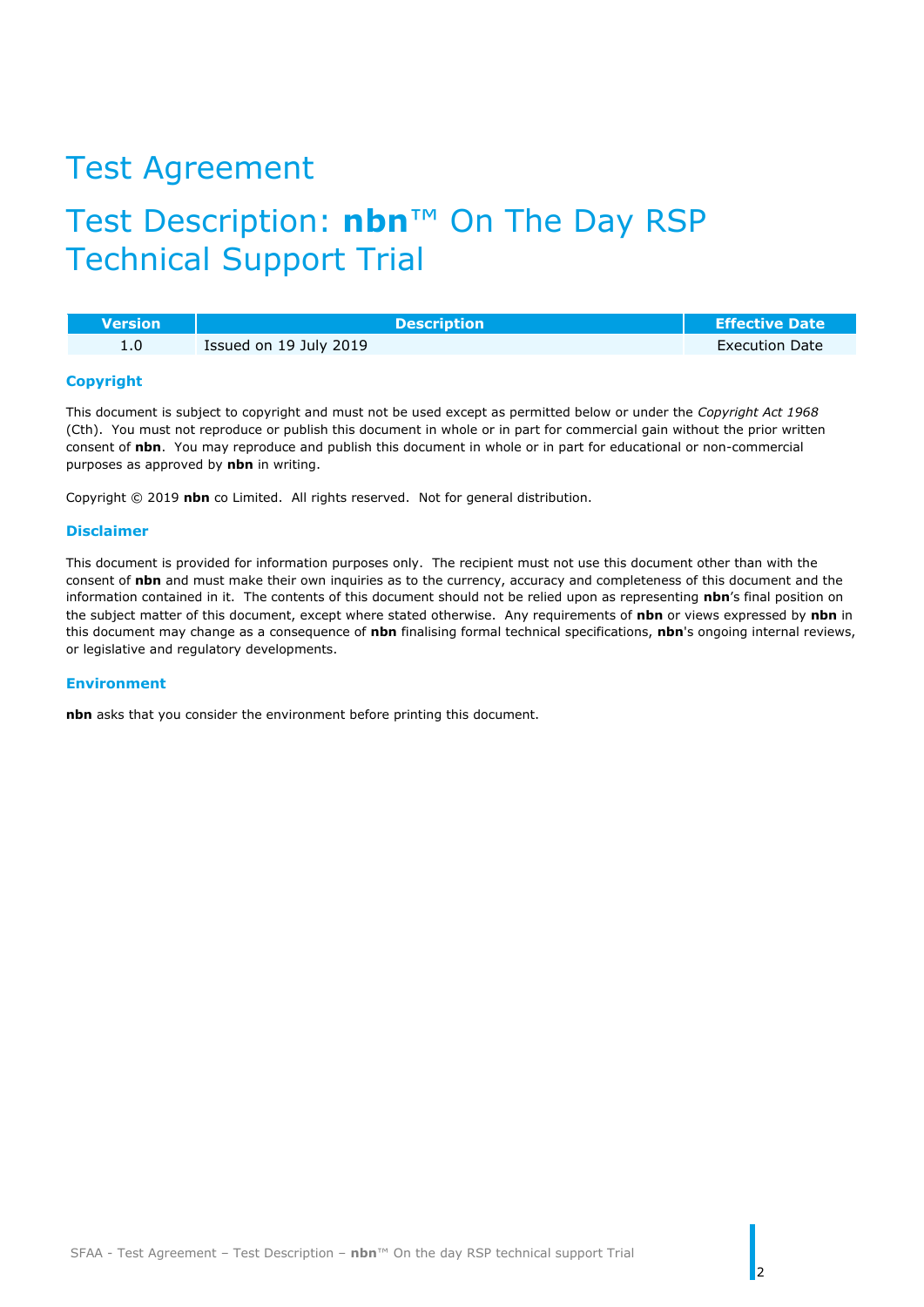# Test Agreement

# Test Description: **nbn**™ On The Day RSP Technical Support Trial

| Version | Description | Effective Date |
| --- | --- | --- |
| 1.0 | Issued on 19 July 2019 | Execution Date |

### Copyright

This document is subject to copyright and must not be used except as permitted below or under the *Copyright Act 1968* (Cth). You must not reproduce or publish this document in whole or in part for commercial gain without the prior written consent of **nbn**. You may reproduce and publish this document in whole or in part for educational or non-commercial purposes as approved by **nbn** in writing.

Copyright © 2019 **nbn** co Limited. All rights reserved. Not for general distribution.

### Disclaimer

This document is provided for information purposes only. The recipient must not use this document other than with the consent of **nbn** and must make their own inquiries as to the currency, accuracy and completeness of this document and the information contained in it. The contents of this document should not be relied upon as representing **nbn**'s final position on the subject matter of this document, except where stated otherwise. Any requirements of **nbn** or views expressed by **nbn** in this document may change as a consequence of **nbn** finalising formal technical specifications, **nbn**'s ongoing internal reviews, or legislative and regulatory developments.

### Environment

**nbn** asks that you consider the environment before printing this document.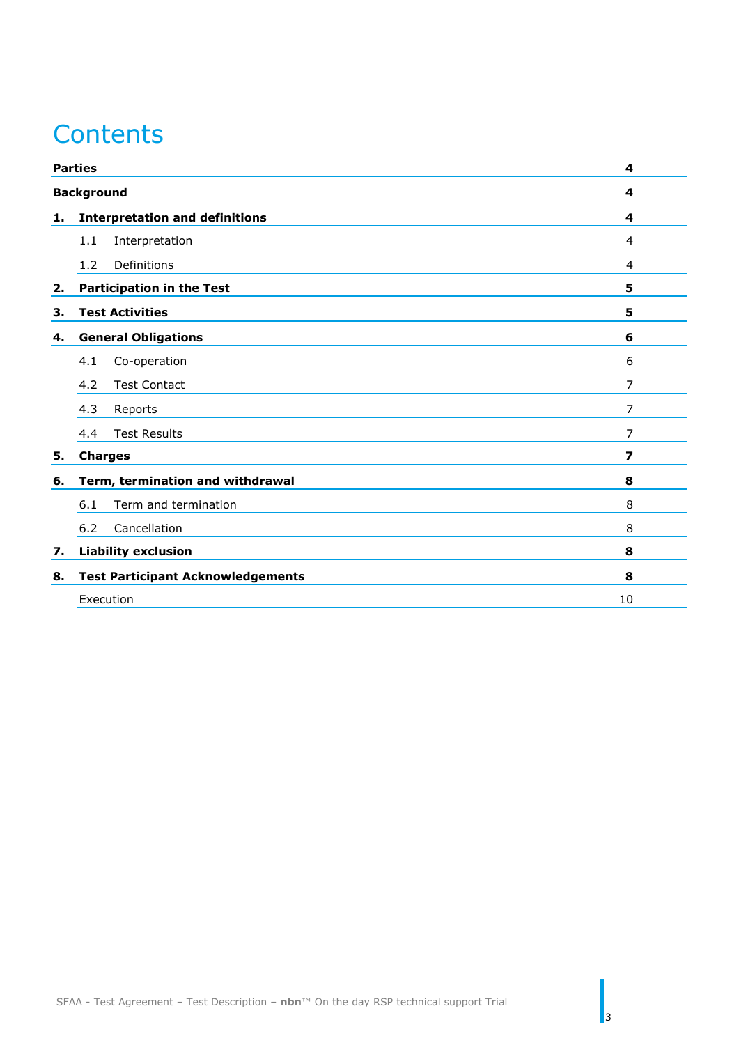# Contents

| | Page |
|---|---|
| **Parties** | **4** |
| **Background** | **4** |
| **1. Interpretation and definitions** | **4** |
| 1.1 Interpretation | 4 |
| 1.2 Definitions | 4 |
| **2. Participation in the Test** | **5** |
| **3. Test Activities** | **5** |
| **4. General Obligations** | **6** |
| 4.1 Co-operation | 6 |
| 4.2 Test Contact | 7 |
| 4.3 Reports | 7 |
| 4.4 Test Results | 7 |
| **5. Charges** | **7** |
| **6. Term, termination and withdrawal** | **8** |
| 6.1 Term and termination | 8 |
| 6.2 Cancellation | 8 |
| **7. Liability exclusion** | **8** |
| **8. Test Participant Acknowledgements** | **8** |
| Execution | 10 |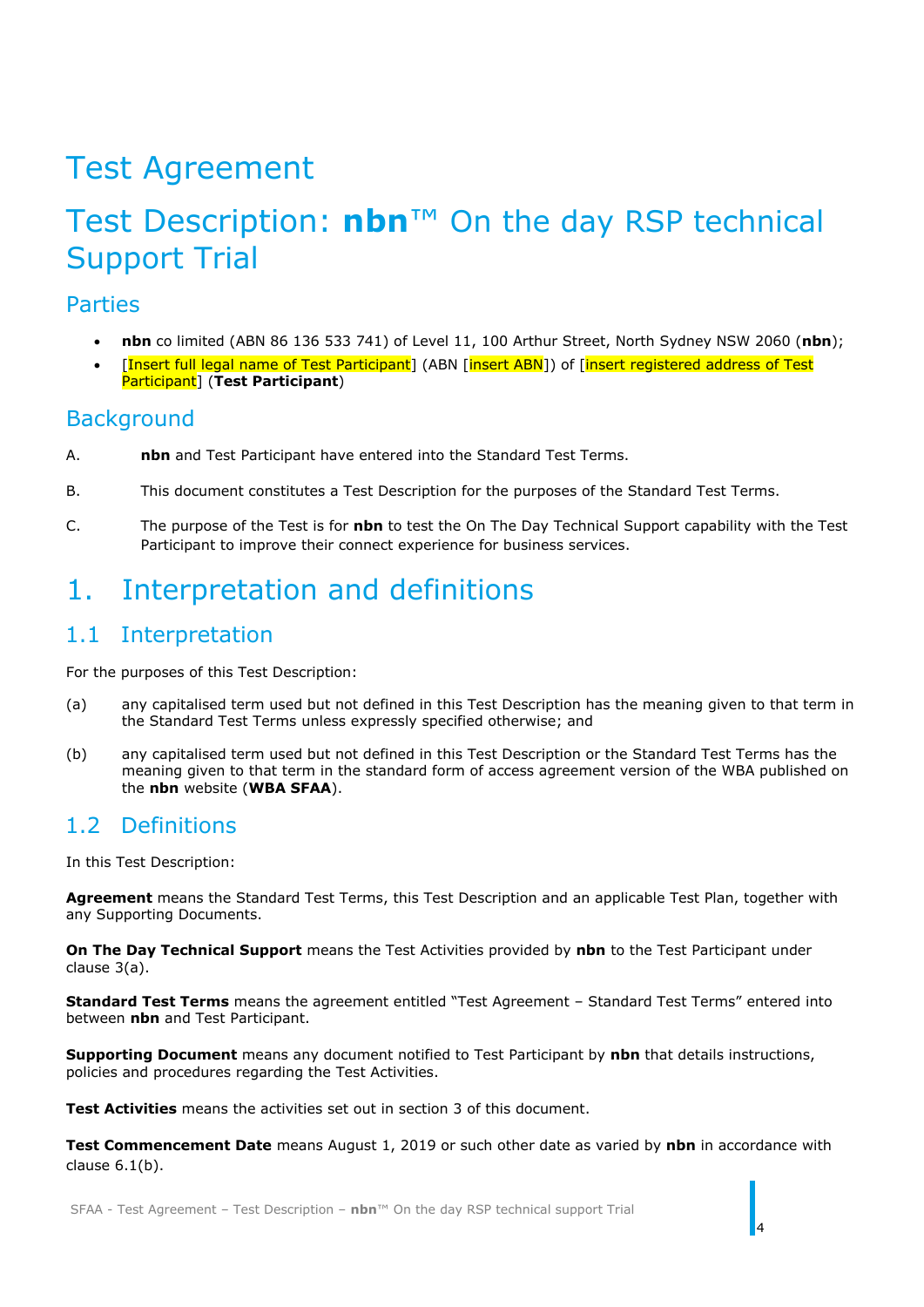# Test Agreement

# Test Description: **nbn**™ On the day RSP technical Support Trial

## Parties

- **nbn** co limited (ABN 86 136 533 741) of Level 11, 100 Arthur Street, North Sydney NSW 2060 (**nbn**);
- [Insert full legal name of Test Participant] (ABN [insert ABN]) of [insert registered address of Test Participant] (**Test Participant**)

## Background

A. **nbn** and Test Participant have entered into the Standard Test Terms.

B. This document constitutes a Test Description for the purposes of the Standard Test Terms.

C. The purpose of the Test is for **nbn** to test the On The Day Technical Support capability with the Test Participant to improve their connect experience for business services.

# 1. Interpretation and definitions

## 1.1 Interpretation

For the purposes of this Test Description:

(a) any capitalised term used but not defined in this Test Description has the meaning given to that term in the Standard Test Terms unless expressly specified otherwise; and

(b) any capitalised term used but not defined in this Test Description or the Standard Test Terms has the meaning given to that term in the standard form of access agreement version of the WBA published on the **nbn** website (**WBA SFAA**).

## 1.2 Definitions

In this Test Description:

**Agreement** means the Standard Test Terms, this Test Description and an applicable Test Plan, together with any Supporting Documents.

**On The Day Technical Support** means the Test Activities provided by **nbn** to the Test Participant under clause 3(a).

**Standard Test Terms** means the agreement entitled "Test Agreement – Standard Test Terms" entered into between **nbn** and Test Participant.

**Supporting Document** means any document notified to Test Participant by **nbn** that details instructions, policies and procedures regarding the Test Activities.

**Test Activities** means the activities set out in section 3 of this document.

**Test Commencement Date** means August 1, 2019 or such other date as varied by **nbn** in accordance with clause 6.1(b).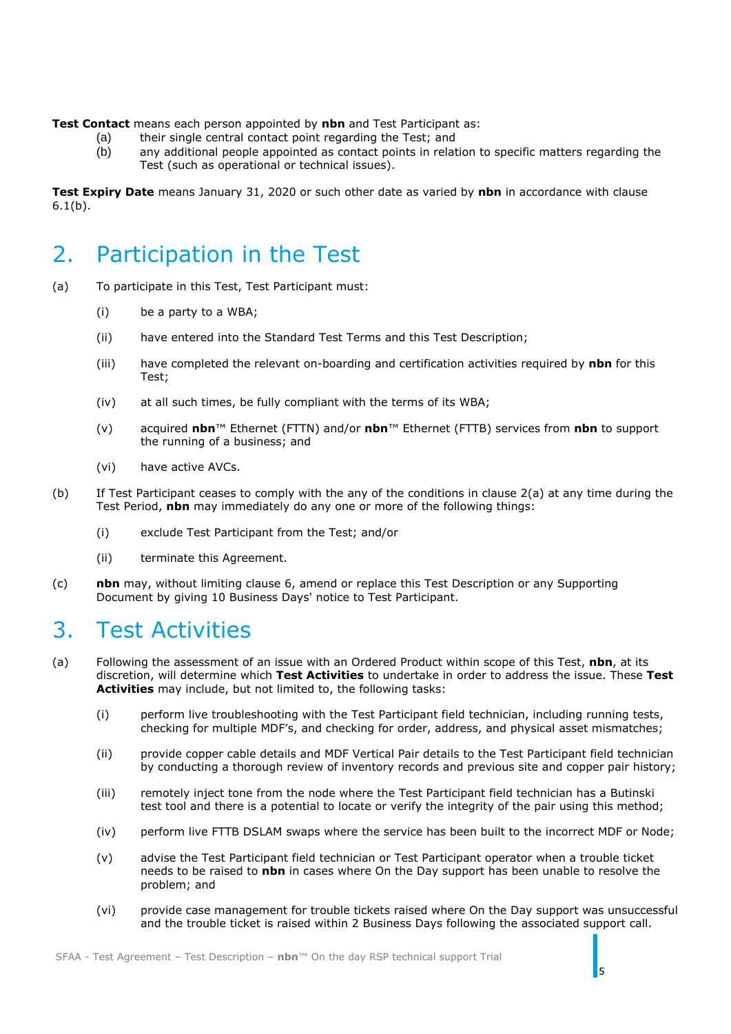**Test Contact** means each person appointed by **nbn** and Test Participant as:

(a) their single central contact point regarding the Test; and

(b) any additional people appointed as contact points in relation to specific matters regarding the Test (such as operational or technical issues).

**Test Expiry Date** means January 31, 2020 or such other date as varied by **nbn** in accordance with clause 6.1(b).

# 2. Participation in the Test

(a) To participate in this Test, Test Participant must:

   (i) be a party to a WBA;

   (ii) have entered into the Standard Test Terms and this Test Description;

   (iii) have completed the relevant on-boarding and certification activities required by **nbn** for this Test;

   (iv) at all such times, be fully compliant with the terms of its WBA;

   (v) acquired **nbn**™ Ethernet (FTTN) and/or **nbn**™ Ethernet (FTTB) services from **nbn** to support the running of a business; and

   (vi) have active AVCs.

(b) If Test Participant ceases to comply with the any of the conditions in clause 2(a) at any time during the Test Period, **nbn** may immediately do any one or more of the following things:

   (i) exclude Test Participant from the Test; and/or

   (ii) terminate this Agreement.

(c) **nbn** may, without limiting clause 6, amend or replace this Test Description or any Supporting Document by giving 10 Business Days' notice to Test Participant.

# 3. Test Activities

(a) Following the assessment of an issue with an Ordered Product within scope of this Test, **nbn**, at its discretion, will determine which **Test Activities** to undertake in order to address the issue. These **Test Activities** may include, but not limited to, the following tasks:

   (i) perform live troubleshooting with the Test Participant field technician, including running tests, checking for multiple MDF's, and checking for order, address, and physical asset mismatches;

   (ii) provide copper cable details and MDF Vertical Pair details to the Test Participant field technician by conducting a thorough review of inventory records and previous site and copper pair history;

   (iii) remotely inject tone from the node where the Test Participant field technician has a Butinski test tool and there is a potential to locate or verify the integrity of the pair using this method;

   (iv) perform live FTTB DSLAM swaps where the service has been built to the incorrect MDF or Node;

   (v) advise the Test Participant field technician or Test Participant operator when a trouble ticket needs to be raised to **nbn** in cases where On the Day support has been unable to resolve the problem; and

   (vi) provide case management for trouble tickets raised where On the Day support was unsuccessful and the trouble ticket is raised within 2 Business Days following the associated support call.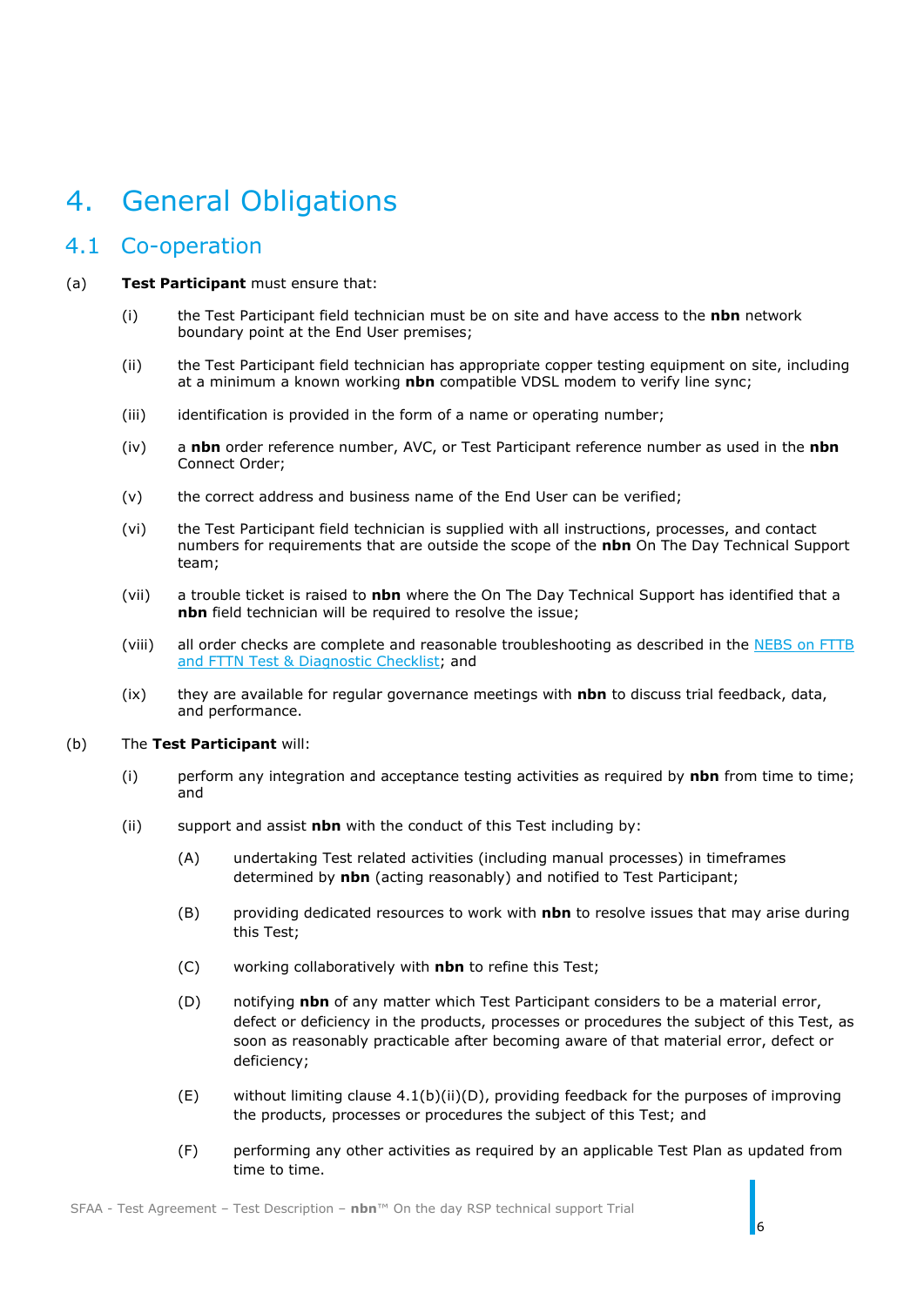# 4. General Obligations

## 4.1 Co-operation

(a) **Test Participant** must ensure that:

- (i) the Test Participant field technician must be on site and have access to the **nbn** network boundary point at the End User premises;
- (ii) the Test Participant field technician has appropriate copper testing equipment on site, including at a minimum a known working **nbn** compatible VDSL modem to verify line sync;
- (iii) identification is provided in the form of a name or operating number;
- (iv) a **nbn** order reference number, AVC, or Test Participant reference number as used in the **nbn** Connect Order;
- (v) the correct address and business name of the End User can be verified;
- (vi) the Test Participant field technician is supplied with all instructions, processes, and contact numbers for requirements that are outside the scope of the **nbn** On The Day Technical Support team;
- (vii) a trouble ticket is raised to **nbn** where the On The Day Technical Support has identified that a **nbn** field technician will be required to resolve the issue;
- (viii) all order checks are complete and reasonable troubleshooting as described in the NEBS on FTTB and FTTN Test & Diagnostic Checklist; and
- (ix) they are available for regular governance meetings with **nbn** to discuss trial feedback, data, and performance.

(b) The **Test Participant** will:

- (i) perform any integration and acceptance testing activities as required by **nbn** from time to time; and
- (ii) support and assist **nbn** with the conduct of this Test including by:
  - (A) undertaking Test related activities (including manual processes) in timeframes determined by **nbn** (acting reasonably) and notified to Test Participant;
  - (B) providing dedicated resources to work with **nbn** to resolve issues that may arise during this Test;
  - (C) working collaboratively with **nbn** to refine this Test;
  - (D) notifying **nbn** of any matter which Test Participant considers to be a material error, defect or deficiency in the products, processes or procedures the subject of this Test, as soon as reasonably practicable after becoming aware of that material error, defect or deficiency;
  - (E) without limiting clause 4.1(b)(ii)(D), providing feedback for the purposes of improving the products, processes or procedures the subject of this Test; and
  - (F) performing any other activities as required by an applicable Test Plan as updated from time to time.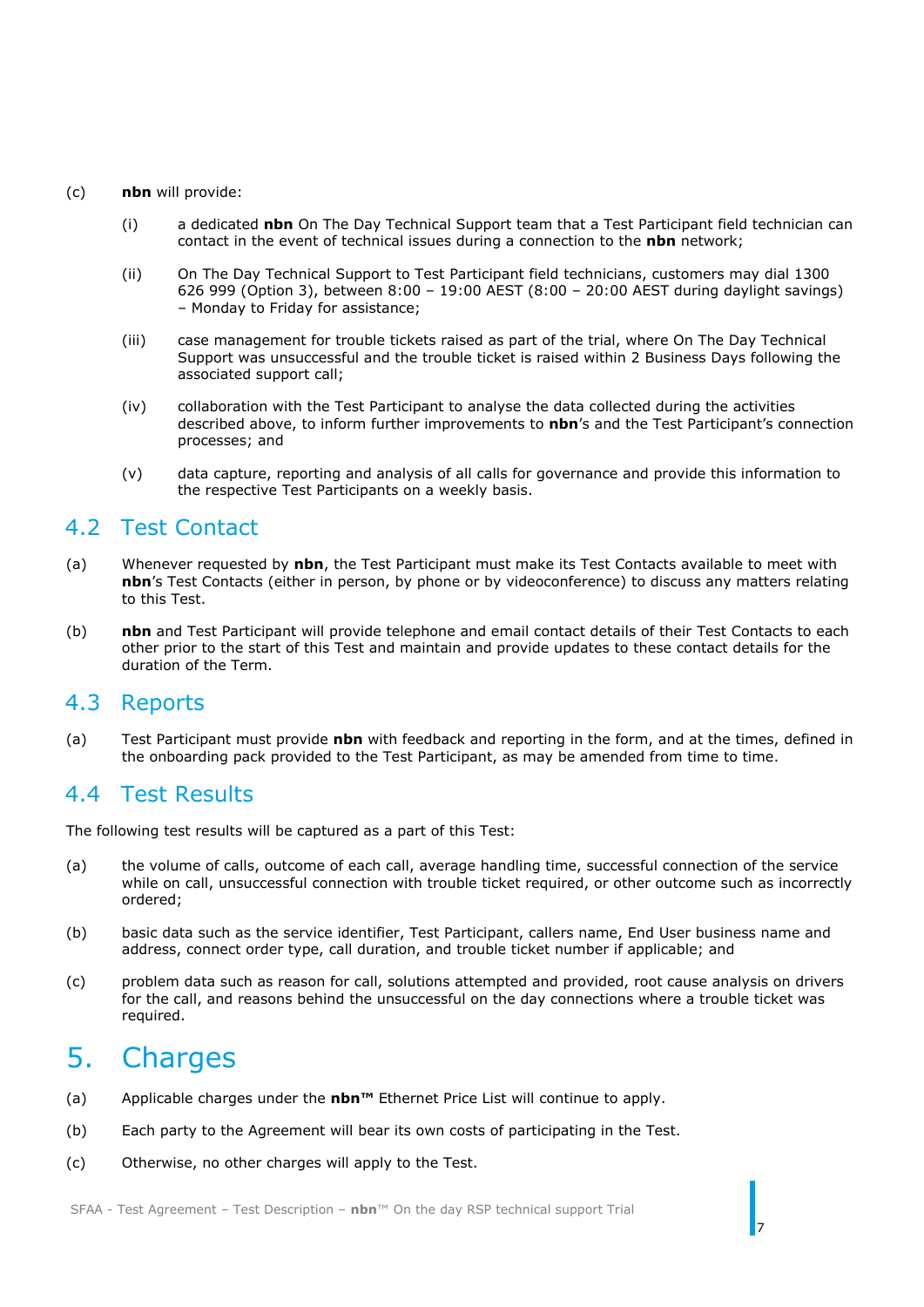(c) **nbn** will provide:

  (i) a dedicated **nbn** On The Day Technical Support team that a Test Participant field technician can contact in the event of technical issues during a connection to the **nbn** network;

  (ii) On The Day Technical Support to Test Participant field technicians, customers may dial 1300 626 999 (Option 3), between 8:00 – 19:00 AEST (8:00 – 20:00 AEST during daylight savings) – Monday to Friday for assistance;

  (iii) case management for trouble tickets raised as part of the trial, where On The Day Technical Support was unsuccessful and the trouble ticket is raised within 2 Business Days following the associated support call;

  (iv) collaboration with the Test Participant to analyse the data collected during the activities described above, to inform further improvements to **nbn**'s and the Test Participant's connection processes; and

  (v) data capture, reporting and analysis of all calls for governance and provide this information to the respective Test Participants on a weekly basis.

## 4.2 Test Contact

(a) Whenever requested by **nbn**, the Test Participant must make its Test Contacts available to meet with **nbn**'s Test Contacts (either in person, by phone or by videoconference) to discuss any matters relating to this Test.

(b) **nbn** and Test Participant will provide telephone and email contact details of their Test Contacts to each other prior to the start of this Test and maintain and provide updates to these contact details for the duration of the Term.

## 4.3 Reports

(a) Test Participant must provide **nbn** with feedback and reporting in the form, and at the times, defined in the onboarding pack provided to the Test Participant, as may be amended from time to time.

## 4.4 Test Results

The following test results will be captured as a part of this Test:

(a) the volume of calls, outcome of each call, average handling time, successful connection of the service while on call, unsuccessful connection with trouble ticket required, or other outcome such as incorrectly ordered;

(b) basic data such as the service identifier, Test Participant, callers name, End User business name and address, connect order type, call duration, and trouble ticket number if applicable; and

(c) problem data such as reason for call, solutions attempted and provided, root cause analysis on drivers for the call, and reasons behind the unsuccessful on the day connections where a trouble ticket was required.

# 5. Charges

(a) Applicable charges under the **nbn™** Ethernet Price List will continue to apply.

(b) Each party to the Agreement will bear its own costs of participating in the Test.

(c) Otherwise, no other charges will apply to the Test.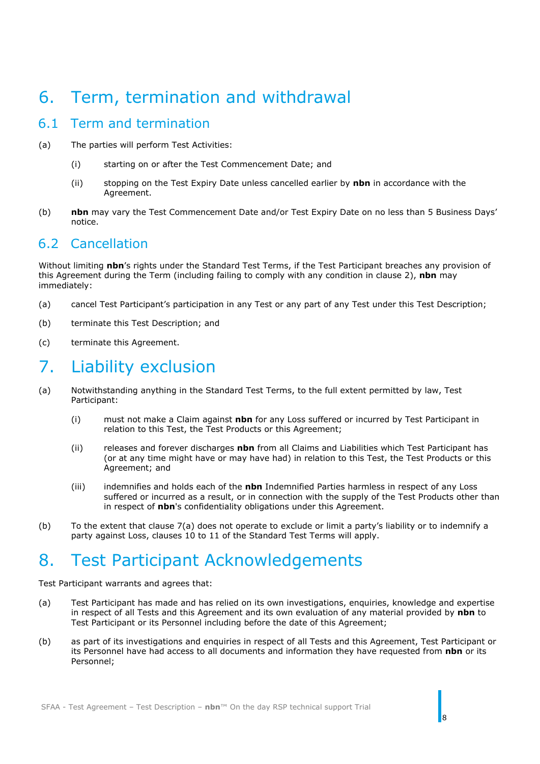# 6. Term, termination and withdrawal

## 6.1 Term and termination

(a) The parties will perform Test Activities:

  (i) starting on or after the Test Commencement Date; and

  (ii) stopping on the Test Expiry Date unless cancelled earlier by **nbn** in accordance with the Agreement.

(b) **nbn** may vary the Test Commencement Date and/or Test Expiry Date on no less than 5 Business Days' notice.

## 6.2 Cancellation

Without limiting **nbn**'s rights under the Standard Test Terms, if the Test Participant breaches any provision of this Agreement during the Term (including failing to comply with any condition in clause 2), **nbn** may immediately:

(a) cancel Test Participant's participation in any Test or any part of any Test under this Test Description;

(b) terminate this Test Description; and

(c) terminate this Agreement.

# 7. Liability exclusion

(a) Notwithstanding anything in the Standard Test Terms, to the full extent permitted by law, Test Participant:

  (i) must not make a Claim against **nbn** for any Loss suffered or incurred by Test Participant in relation to this Test, the Test Products or this Agreement;

  (ii) releases and forever discharges **nbn** from all Claims and Liabilities which Test Participant has (or at any time might have or may have had) in relation to this Test, the Test Products or this Agreement; and

  (iii) indemnifies and holds each of the **nbn** Indemnified Parties harmless in respect of any Loss suffered or incurred as a result, or in connection with the supply of the Test Products other than in respect of **nbn**'s confidentiality obligations under this Agreement.

(b) To the extent that clause 7(a) does not operate to exclude or limit a party's liability or to indemnify a party against Loss, clauses 10 to 11 of the Standard Test Terms will apply.

# 8. Test Participant Acknowledgements

Test Participant warrants and agrees that:

(a) Test Participant has made and has relied on its own investigations, enquiries, knowledge and expertise in respect of all Tests and this Agreement and its own evaluation of any material provided by **nbn** to Test Participant or its Personnel including before the date of this Agreement;

(b) as part of its investigations and enquiries in respect of all Tests and this Agreement, Test Participant or its Personnel have had access to all documents and information they have requested from **nbn** or its Personnel;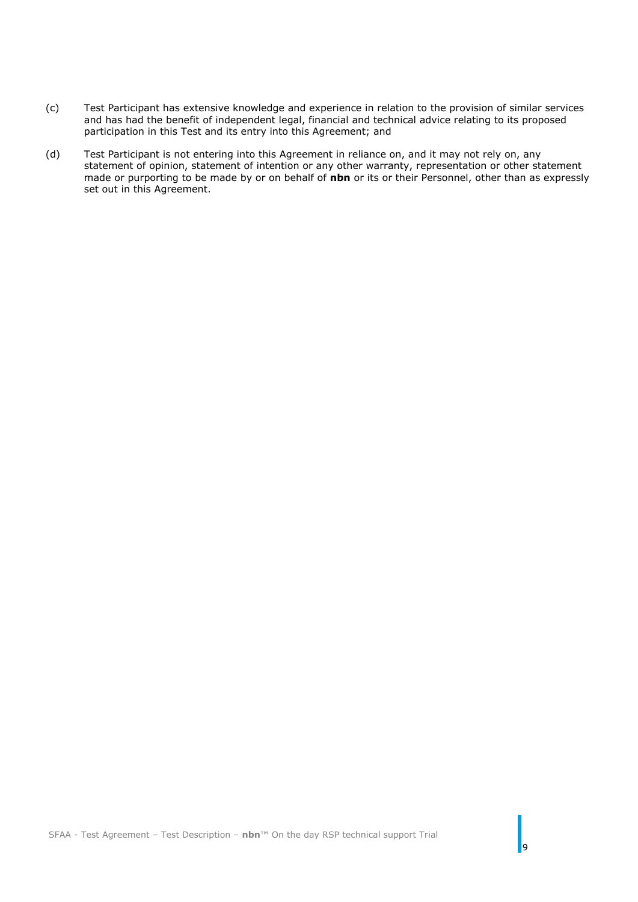(c) Test Participant has extensive knowledge and experience in relation to the provision of similar services and has had the benefit of independent legal, financial and technical advice relating to its proposed participation in this Test and its entry into this Agreement; and

(d) Test Participant is not entering into this Agreement in reliance on, and it may not rely on, any statement of opinion, statement of intention or any other warranty, representation or other statement made or purporting to be made by or on behalf of **nbn** or its or their Personnel, other than as expressly set out in this Agreement.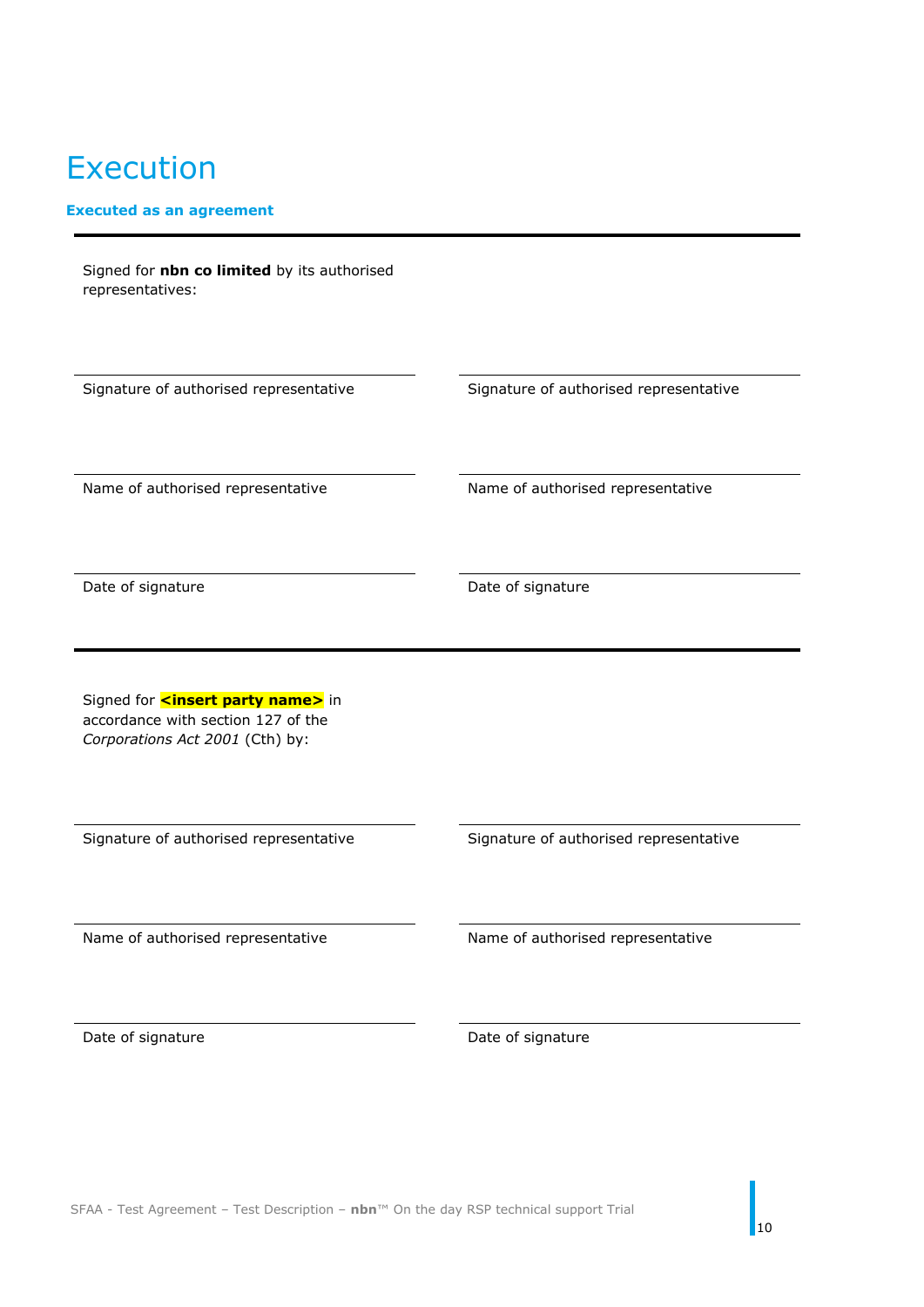# Execution

**Executed as an agreement**

---

Signed for **nbn co limited** by its authorised representatives:

| | |
|---|---|
| Signature of authorised representative | Signature of authorised representative |
| Name of authorised representative | Name of authorised representative |
| Date of signature | Date of signature |

---

Signed for **<insert party name>** in accordance with section 127 of the *Corporations Act 2001* (Cth) by:

| | |
|---|---|
| Signature of authorised representative | Signature of authorised representative |
| Name of authorised representative | Name of authorised representative |
| Date of signature | Date of signature |